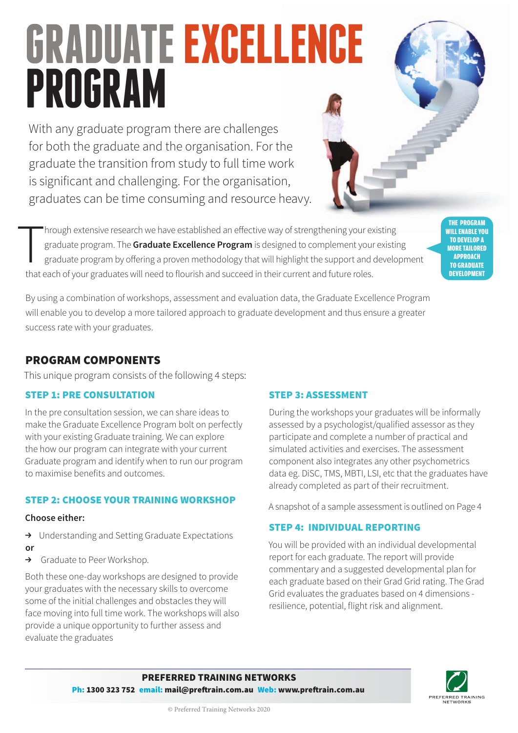# GRADUATE EXCELLENCE PROGRAM

With any graduate program there are challenges for both the graduate and the organisation. For the graduate the transition from study to full time work is significant and challenging. For the organisation, graduates can be time consuming and resource heavy.

Through extensive research we have established an effective way of strengthening your existing graduate program. The **Graduate Excellence Program** is designed to complement your existing graduate program by offering a proven methodology that will highlight the support and development that each of your graduates will need to flourish and succeed in their current and future roles.

**THE PROGRAM WILL ENABLE YOU TO DEVELOP A MORE TAILORED APPROACH TO GRADUATE DEVELOPMENT**

By using a combination of workshops, assessment and evaluation data, the Graduate Excellence Program will enable you to develop a more tailored approach to graduate development and thus ensure a greater success rate with your graduates.

## PROGRAM COMPONENTS

This unique program consists of the following 4 steps:

### STEP 1: PRE CONSULTATION

In the pre consultation session, we can share ideas to make the Graduate Excellence Program bolt on perfectly with your existing Graduate training. We can explore the how our program can integrate with your current Graduate program and identify when to run our program to maximise benefits and outcomes.

### STEP 2: CHOOSE YOUR TRAINING WORKSHOP

**Choose either:**

→ Understanding and Setting Graduate Expectations

**or**

→ Graduate to Peer Workshop.

Both these one-day workshops are designed to provide your graduates with the necessary skills to overcome some of the initial challenges and obstacles they will face moving into full time work. The workshops will also provide a unique opportunity to further assess and evaluate the graduates

### STEP 3: ASSESSMENT

During the workshops your graduates will be informally assessed by a psychologist/qualified assessor as they participate and complete a number of practical and simulated activities and exercises. The assessment component also integrates any other psychometrics data eg. DiSC, TMS, MBTI, LSI, etc that the graduates have already completed as part of their recruitment.

A snapshot of a sample assessment is outlined on Page 4

### STEP 4: INDIVIDUAL REPORTING

You will be provided with an individual developmental report for each graduate. The report will provide commentary and a suggested developmental plan for each graduate based on their Grad Grid rating. The Grad Grid evaluates the graduates based on 4 dimensions - resilience, potential, flight risk and alignment.

**PREFERRED TRAINING NETWORKS**

**Ph:** 1300 323 752 **email:** mail@preftrain.com.au **Web:** www.preftrain.com.au

© Preferred Training Networks 2020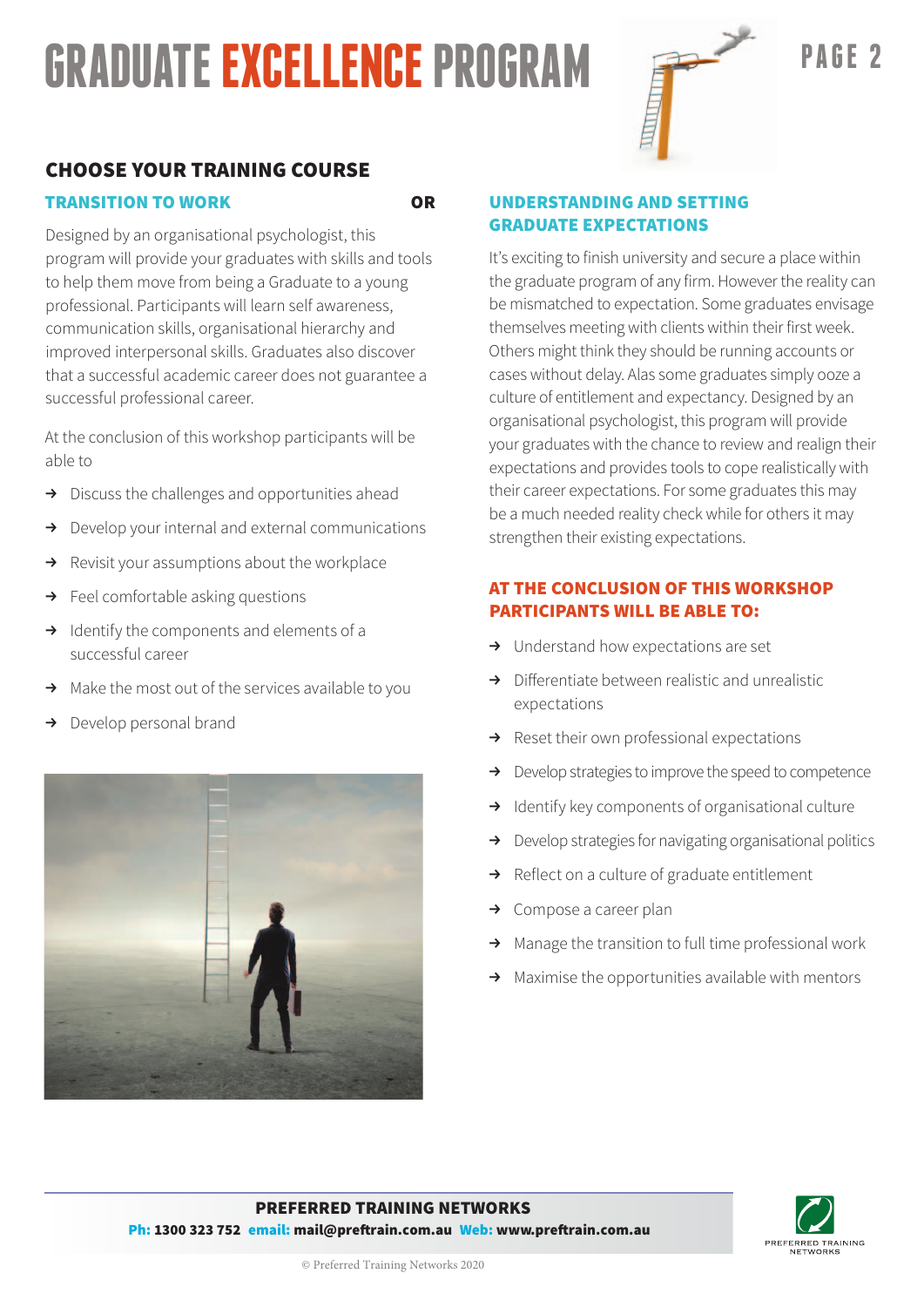# GRADUATE EXCELLENCE PROGRAM

## CHOOSE YOUR TRAINING COURSE

### TRANSITION TO WORK

**OR**

Designed by an organisational psychologist, this program will provide your graduates with skills and tools to help them move from being a Graduate to a young professional. Participants will learn self awareness, communication skills, organisational hierarchy and improved interpersonal skills. Graduates also discover that a successful academic career does not guarantee a successful professional career.

At the conclusion of this workshop participants will be able to

- Discuss the challenges and opportunities ahead
- Develop your internal and external communications
- Revisit your assumptions about the workplace
- Feel comfortable asking questions
- Identify the components and elements of a successful career
- Make the most out of the services available to you
- Develop personal brand

### UNDERSTANDING AND SETTING GRADUATE EXPECTATIONS

It's exciting to finish university and secure a place within the graduate program of any firm. However the reality can be mismatched to expectation. Some graduates envisage themselves meeting with clients within their first week. Others might think they should be running accounts or cases without delay. Alas some graduates simply ooze a culture of entitlement and expectancy. Designed by an organisational psychologist, this program will provide your graduates with the chance to review and realign their expectations and provides tools to cope realistically with their career expectations. For some graduates this may be a much needed reality check while for others it may strengthen their existing expectations.

### AT THE CONCLUSION OF THIS WORKSHOP PARTICIPANTS WILL BE ABLE TO:

- Understand how expectations are set
- Differentiate between realistic and unrealistic expectations
- Reset their own professional expectations
- Develop strategies to improve the speed to competence
- Identify key components of organisational culture
- Develop strategies for navigating organisational politics
- Reflect on a culture of graduate entitlement
- Compose a career plan
- Manage the transition to full time professional work
- Maximise the opportunities available with mentors

**PREFERRED TRAINING NETWORKS**

**Ph:** 1300 323 752 **email:** mail@preftrain.com.au **Web:** www.preftrain.com.au

© Preferred Training Networks 2020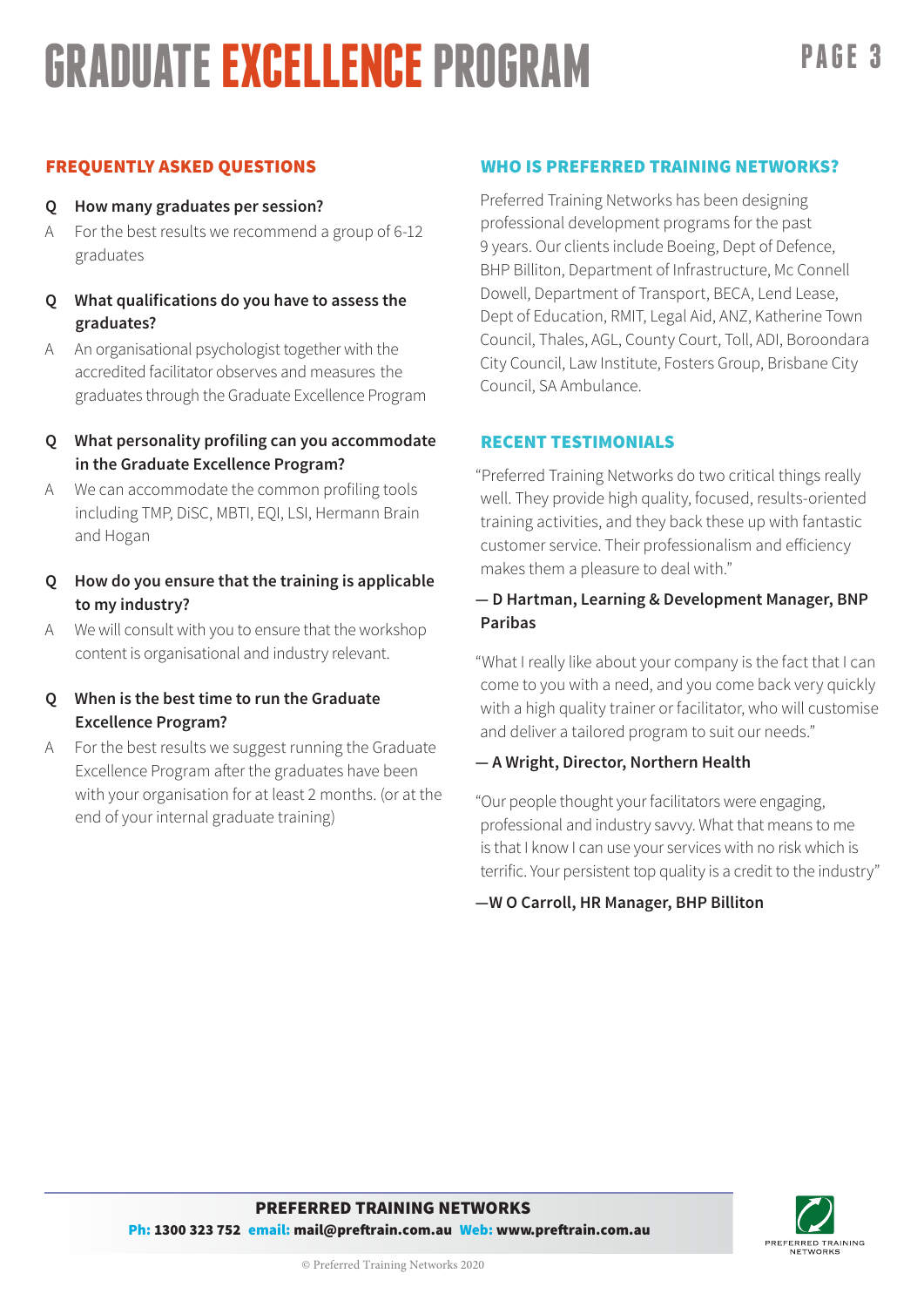# GRADUATE EXCELLENCE PROGRAM

## FREQUENTLY ASKED QUESTIONS

**Q How many graduates per session?**

A For the best results we recommend a group of 6-12 graduates

**Q What qualifications do you have to assess the graduates?**

A An organisational psychologist together with the accredited facilitator observes and measures the graduates through the Graduate Excellence Program

**Q What personality profiling can you accommodate in the Graduate Excellence Program?**

A We can accommodate the common profiling tools including TMP, DiSC, MBTI, EQI, LSI, Hermann Brain and Hogan

**Q How do you ensure that the training is applicable to my industry?**

A We will consult with you to ensure that the workshop content is organisational and industry relevant.

**Q When is the best time to run the Graduate Excellence Program?**

A For the best results we suggest running the Graduate Excellence Program after the graduates have been with your organisation for at least 2 months. (or at the end of your internal graduate training)

## WHO IS PREFERRED TRAINING NETWORKS?

Preferred Training Networks has been designing professional development programs for the past 9 years. Our clients include Boeing, Dept of Defence, BHP Billiton, Department of Infrastructure, Mc Connell Dowell, Department of Transport, BECA, Lend Lease, Dept of Education, RMIT, Legal Aid, ANZ, Katherine Town Council, Thales, AGL, County Court, Toll, ADI, Boroondara City Council, Law Institute, Fosters Group, Brisbane City Council, SA Ambulance.

## RECENT TESTIMONIALS

"Preferred Training Networks do two critical things really well. They provide high quality, focused, results-oriented training activities, and they back these up with fantastic customer service. Their professionalism and efficiency makes them a pleasure to deal with."

**— D Hartman, Learning & Development Manager, BNP Paribas**

"What I really like about your company is the fact that I can come to you with a need, and you come back very quickly with a high quality trainer or facilitator, who will customise and deliver a tailored program to suit our needs."

**— A Wright, Director, Northern Health**

"Our people thought your facilitators were engaging, professional and industry savvy. What that means to me is that I know I can use your services with no risk which is terrific. Your persistent top quality is a credit to the industry"

**—W O Carroll, HR Manager, BHP Billiton**

**PREFERRED TRAINING NETWORKS**

**Ph: 1300 323 752 email: mail@preftrain.com.au Web: www.preftrain.com.au**

© Preferred Training Networks 2020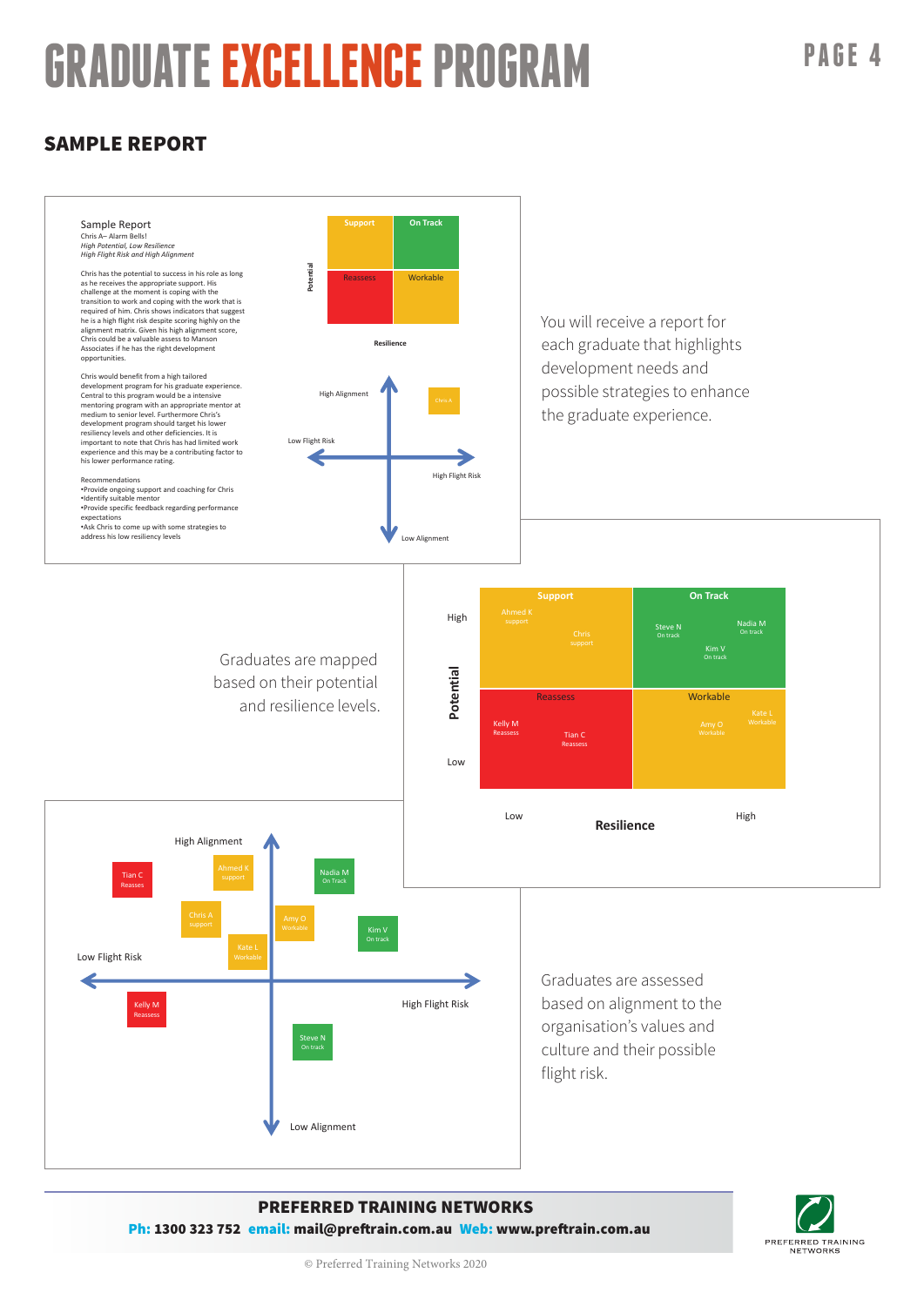# GRADUATE EXCELLENCE PROGRAM

## SAMPLE REPORT

Sample Report
Chris A– Alarm Bells!
*High Potential, Low Resilience*
*High Flight Risk and High Alignment*

Chris has the potential to success in his role as long as he receives the appropriate support. His challenge at the moment is coping with the transition to work and coping with the work that is required of him. Chris shows indicators that suggest he is a high flight risk despite scoring highly on the alignment matrix. Given his high alignment score, Chris could be a valuable assess to Manson Associates if he has the right development opportunities.

Chris would benefit from a high tailored development program for his graduate experience. Central to this program would be a intensive mentoring program with an appropriate mentor at medium to senior level. Furthermore Chris's development program should target his lower resiliency levels and other deficiencies. It is important to note that Chris has had limited work experience and this may be a contributing factor to his lower performance rating.

Recommendations
•Provide ongoing support and coaching for Chris
•Identify suitable mentor
•Provide specific feedback regarding performance expectations
•Ask Chris to come up with some strategies to address his low resiliency levels

Support
On Track
Potential
Reassess
Workable
Resilience

High Alignment
Chris A
Low Flight Risk
High Flight Risk
Low Alignment

You will receive a report for each graduate that highlights development needs and possible strategies to enhance the graduate experience.

Graduates are mapped based on their potential and resilience levels.

Support
Ahmed K support
Chris support
On Track
Steve N On track
Nadia M On track
Kim V On track
High
Potential
Low
Reassess
Kelly M Reassess
Tian C Reassess
Workable
Amy O Workable
Kate L Workable
Low
Resilience
High

High Alignment
Tian C Reasses
Ahmed K support
Nadia M On Track
Chris A support
Amy O Workable
Kim V On track
Kate L Workable
Low Flight Risk
Kelly M Reassess
High Flight Risk
Steve N On track
Low Alignment

Graduates are assessed based on alignment to the organisation's values and culture and their possible flight risk.

**PREFERRED TRAINING NETWORKS**
**Ph: 1300 323 752 email: mail@preftrain.com.au Web: www.preftrain.com.au**

PREFERRED TRAINING NETWORKS

© Preferred Training Networks 2020